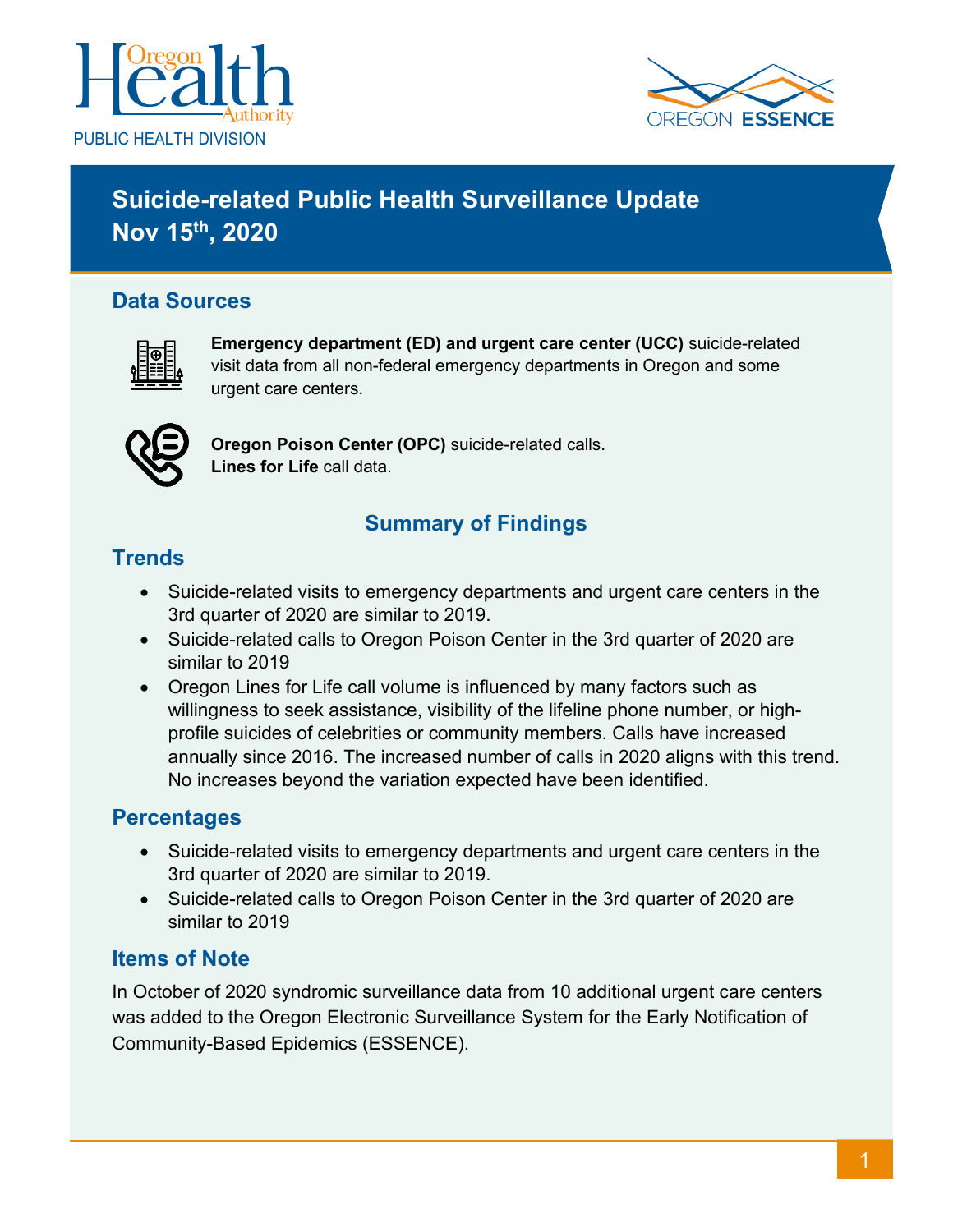Oregon Health Authority

PUBLIC HEALTH DIVISION

OREGON ESSENCE

# Suicide-related Public Health Surveillance Update
# Nov 15th, 2020

## Data Sources

**Emergency department (ED) and urgent care center (UCC)** suicide-related visit data from all non-federal emergency departments in Oregon and some urgent care centers.

**Oregon Poison Center (OPC)** suicide-related calls.
**Lines for Life** call data.

## Summary of Findings

### Trends

- Suicide-related visits to emergency departments and urgent care centers in the 3rd quarter of 2020 are similar to 2019.
- Suicide-related calls to Oregon Poison Center in the 3rd quarter of 2020 are similar to 2019
- Oregon Lines for Life call volume is influenced by many factors such as willingness to seek assistance, visibility of the lifeline phone number, or high-profile suicides of celebrities or community members. Calls have increased annually since 2016. The increased number of calls in 2020 aligns with this trend. No increases beyond the variation expected have been identified.

### Percentages

- Suicide-related visits to emergency departments and urgent care centers in the 3rd quarter of 2020 are similar to 2019.
- Suicide-related calls to Oregon Poison Center in the 3rd quarter of 2020 are similar to 2019

### Items of Note

In October of 2020 syndromic surveillance data from 10 additional urgent care centers was added to the Oregon Electronic Surveillance System for the Early Notification of Community-Based Epidemics (ESSENCE).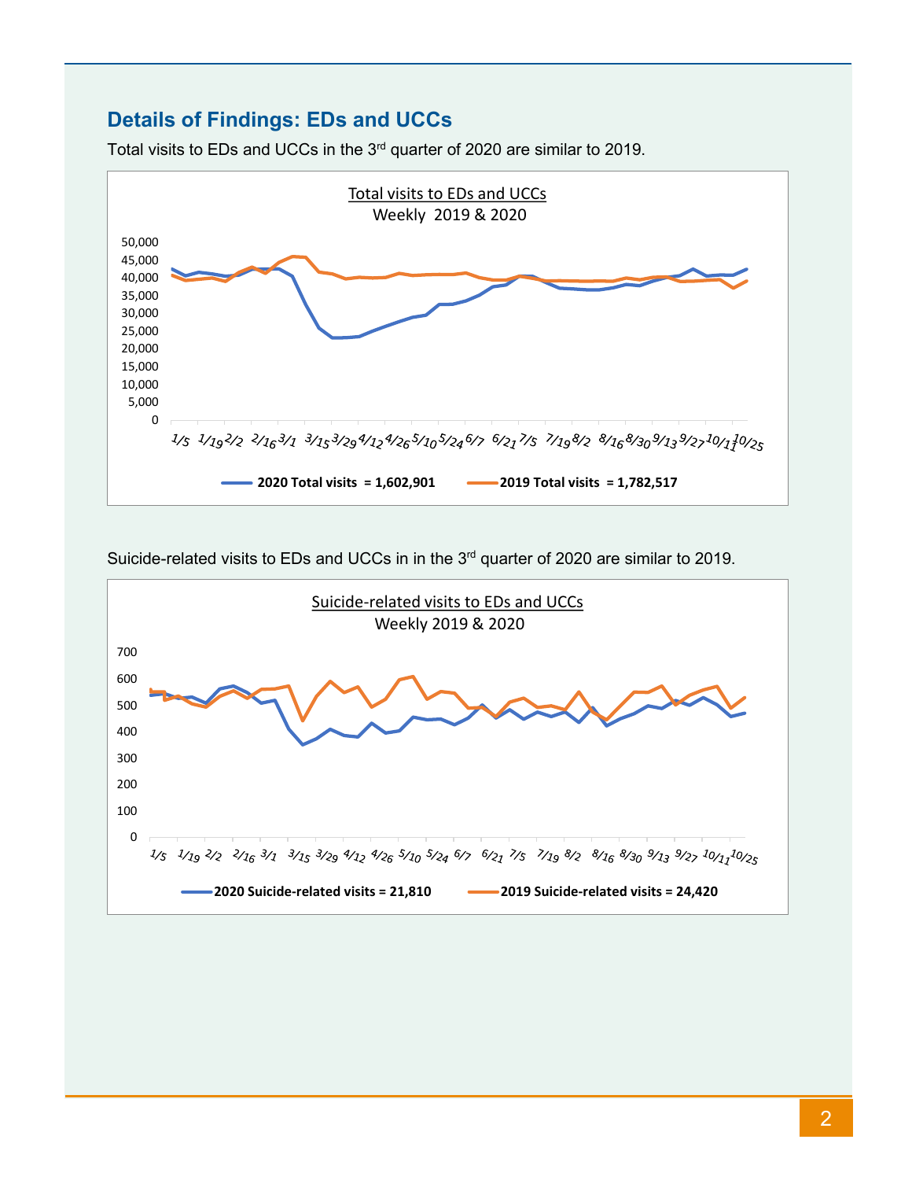## Details of Findings: EDs and UCCs

Total visits to EDs and UCCs in the 3rd quarter of 2020 are similar to 2019.

Total visits to EDs and UCCs
Weekly 2019 & 2020

2020 Total visits = 1,602,901
2019 Total visits = 1,782,517

Suicide-related visits to EDs and UCCs in in the 3rd quarter of 2020 are similar to 2019.

Suicide-related visits to EDs and UCCs
Weekly 2019 & 2020

2020 Suicide-related visits = 21,810
2019 Suicide-related visits = 24,420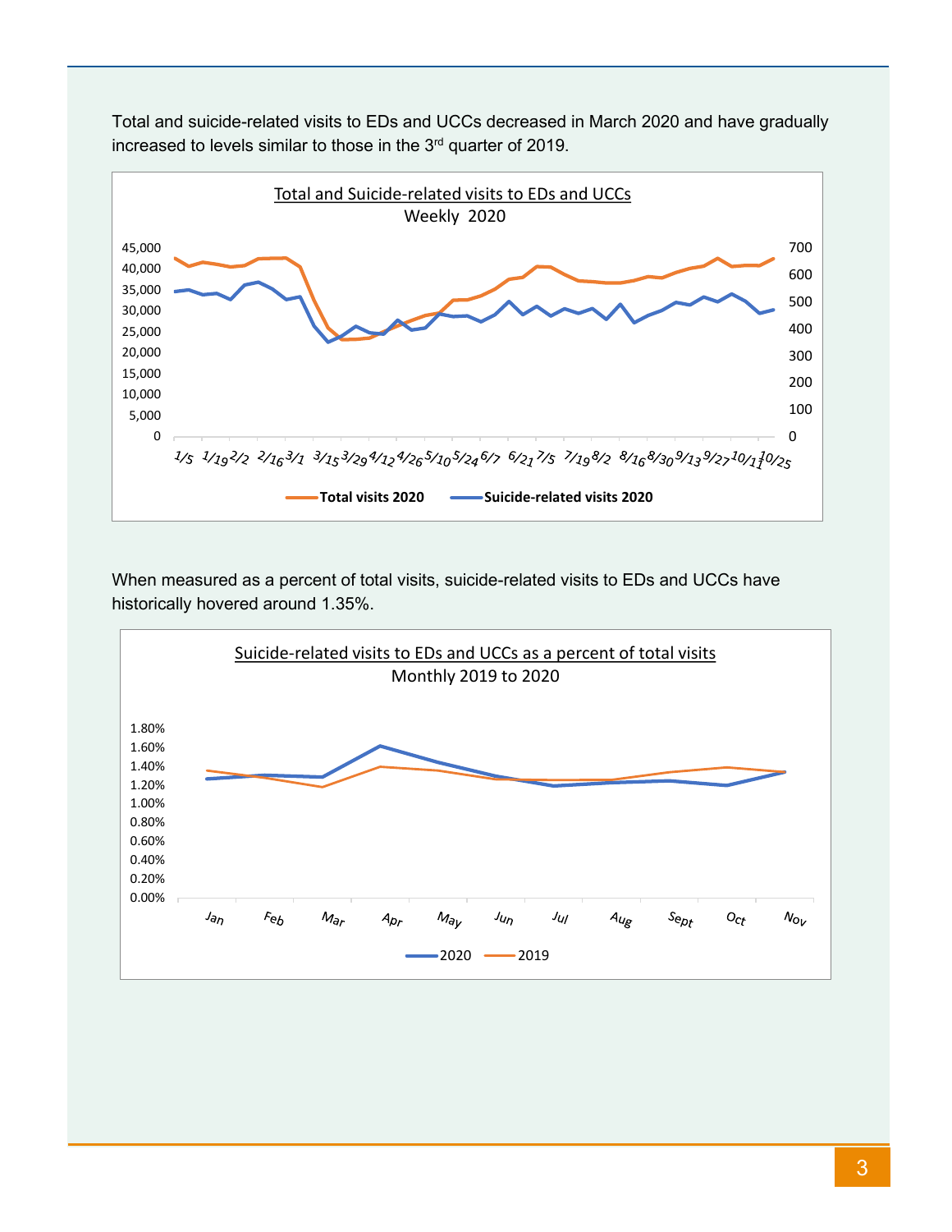Total and suicide-related visits to EDs and UCCs decreased in March 2020 and have gradually increased to levels similar to those in the 3rd quarter of 2019.

When measured as a percent of total visits, suicide-related visits to EDs and UCCs have historically hovered around 1.35%.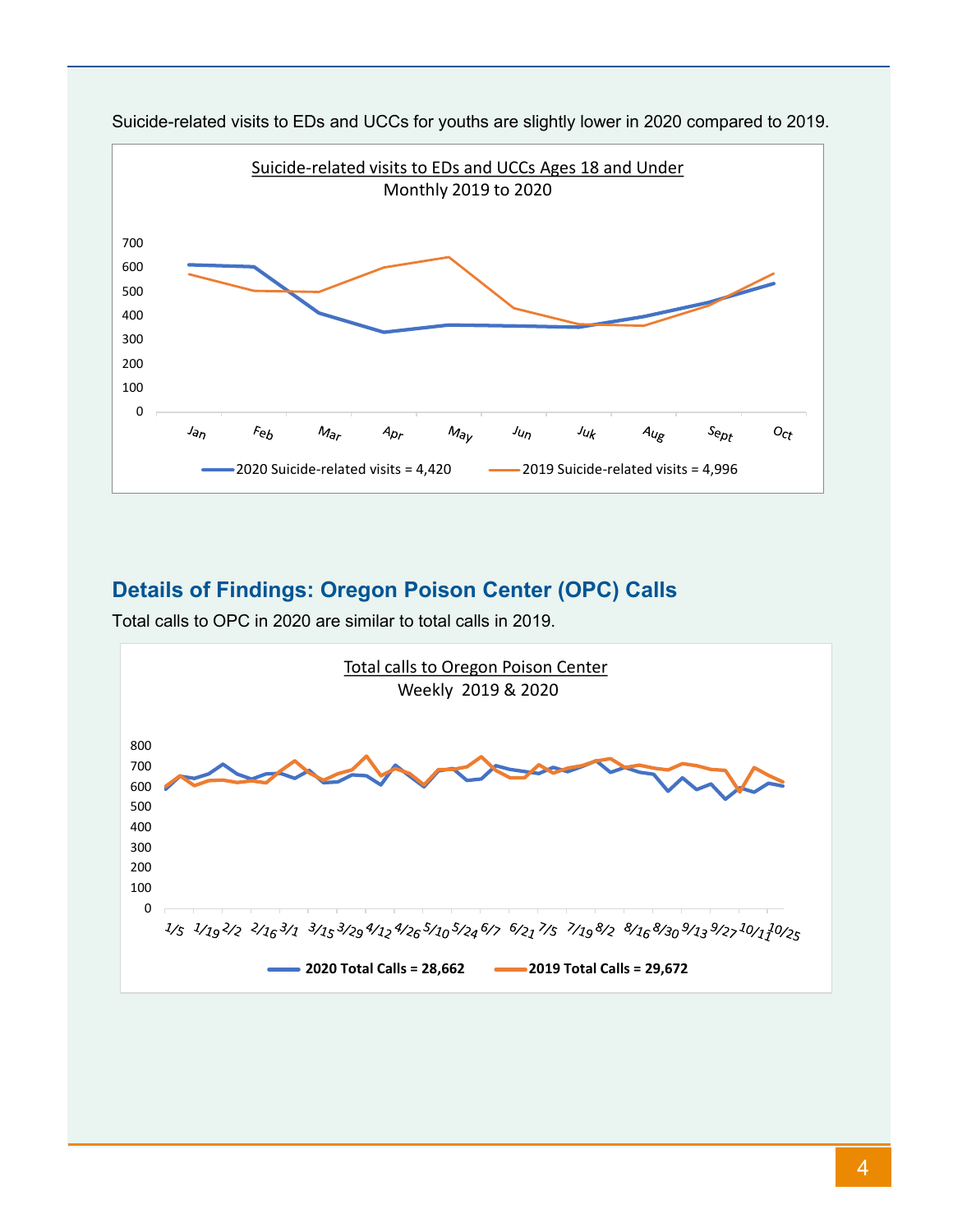Suicide-related visits to EDs and UCCs for youths are slightly lower in 2020 compared to 2019.

Suicide-related visits to EDs and UCCs Ages 18 and Under
Monthly 2019 to 2020

2020 Suicide-related visits = 4,420
2019 Suicide-related visits = 4,996

## Details of Findings: Oregon Poison Center (OPC) Calls

Total calls to OPC in 2020 are similar to total calls in 2019.

Total calls to Oregon Poison Center
Weekly 2019 & 2020

**2020 Total Calls = 28,662**
**2019 Total Calls = 29,672**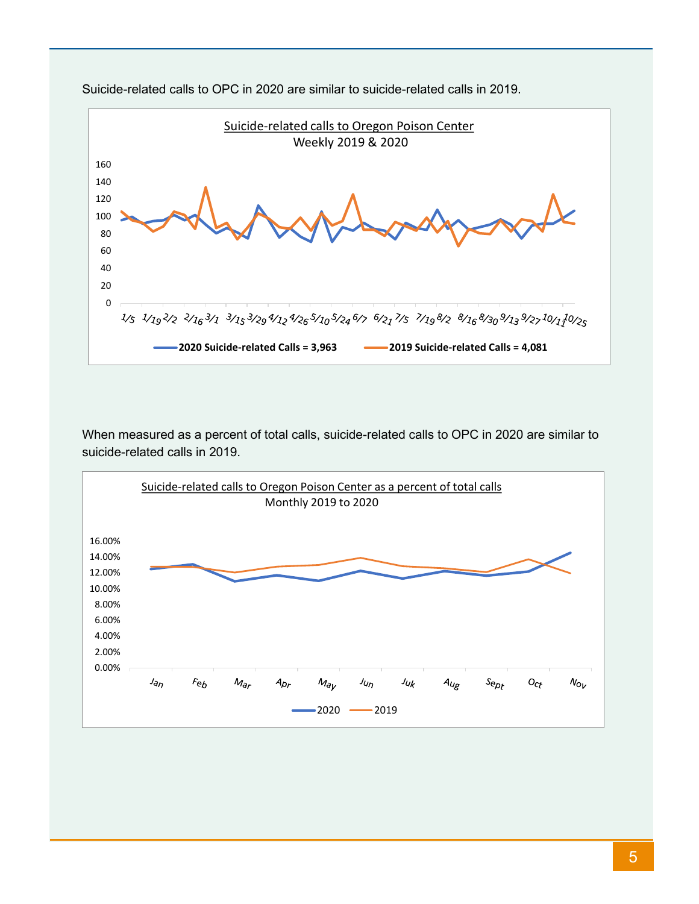Suicide-related calls to OPC in 2020 are similar to suicide-related calls in 2019.

Suicide-related calls to Oregon Poison Center

Weekly 2019 & 2020

2020 Suicide-related Calls = 3,963

2019 Suicide-related Calls = 4,081

When measured as a percent of total calls, suicide-related calls to OPC in 2020 are similar to suicide-related calls in 2019.

Suicide-related calls to Oregon Poison Center as a percent of total calls

Monthly 2019 to 2020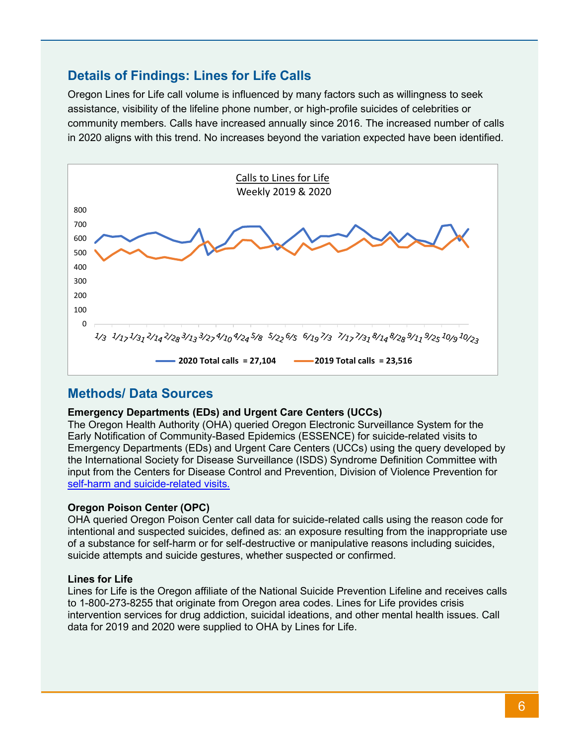## Details of Findings: Lines for Life Calls

Oregon Lines for Life call volume is influenced by many factors such as willingness to seek assistance, visibility of the lifeline phone number, or high-profile suicides of celebrities or community members. Calls have increased annually since 2016. The increased number of calls in 2020 aligns with this trend. No increases beyond the variation expected have been identified.

Calls to Lines for Life
Weekly 2019 & 2020

2020 Total calls = 27,104
2019 Total calls = 23,516

## Methods/ Data Sources

**Emergency Departments (EDs) and Urgent Care Centers (UCCs)**
The Oregon Health Authority (OHA) queried Oregon Electronic Surveillance System for the Early Notification of Community-Based Epidemics (ESSENCE) for suicide-related visits to Emergency Departments (EDs) and Urgent Care Centers (UCCs) using the query developed by the International Society for Disease Surveillance (ISDS) Syndrome Definition Committee with input from the Centers for Disease Control and Prevention, Division of Violence Prevention for self-harm and suicide-related visits.

**Oregon Poison Center (OPC)**
OHA queried Oregon Poison Center call data for suicide-related calls using the reason code for intentional and suspected suicides, defined as: an exposure resulting from the inappropriate use of a substance for self-harm or for self-destructive or manipulative reasons including suicides, suicide attempts and suicide gestures, whether suspected or confirmed.

**Lines for Life**
Lines for Life is the Oregon affiliate of the National Suicide Prevention Lifeline and receives calls to 1-800-273-8255 that originate from Oregon area codes. Lines for Life provides crisis intervention services for drug addiction, suicidal ideations, and other mental health issues. Call data for 2019 and 2020 were supplied to OHA by Lines for Life.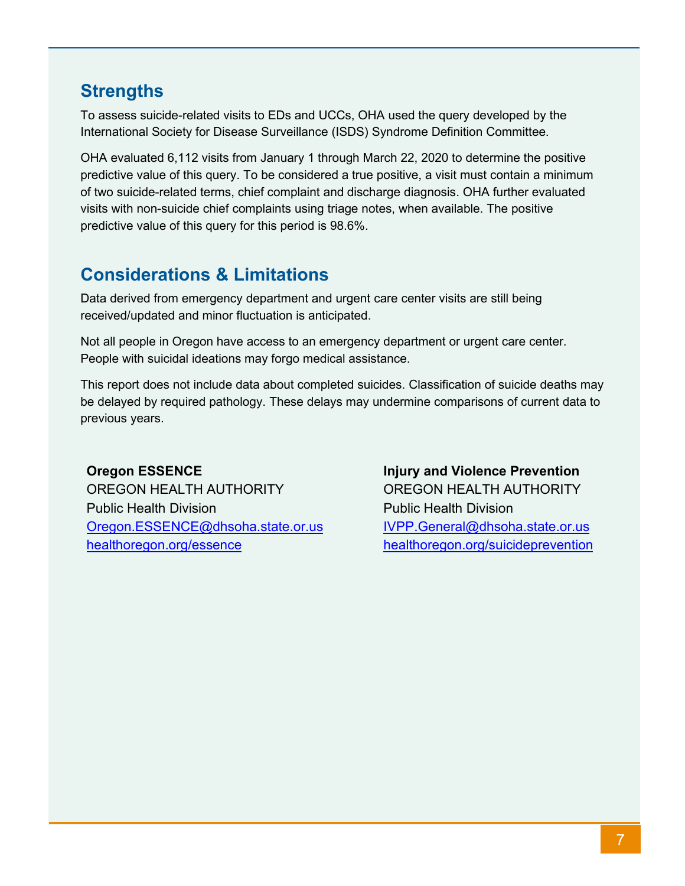## Strengths

To assess suicide-related visits to EDs and UCCs, OHA used the query developed by the International Society for Disease Surveillance (ISDS) Syndrome Definition Committee.

OHA evaluated 6,112 visits from January 1 through March 22, 2020 to determine the positive predictive value of this query. To be considered a true positive, a visit must contain a minimum of two suicide-related terms, chief complaint and discharge diagnosis. OHA further evaluated visits with non-suicide chief complaints using triage notes, when available. The positive predictive value of this query for this period is 98.6%.

## Considerations & Limitations

Data derived from emergency department and urgent care center visits are still being received/updated and minor fluctuation is anticipated.

Not all people in Oregon have access to an emergency department or urgent care center. People with suicidal ideations may forgo medical assistance.

This report does not include data about completed suicides. Classification of suicide deaths may be delayed by required pathology. These delays may undermine comparisons of current data to previous years.

**Oregon ESSENCE**
OREGON HEALTH AUTHORITY
Public Health Division
Oregon.ESSENCE@dhsoha.state.or.us
healthoregon.org/essence

**Injury and Violence Prevention**
OREGON HEALTH AUTHORITY
Public Health Division
IVPP.General@dhsoha.state.or.us
healthoregon.org/suicideprevention